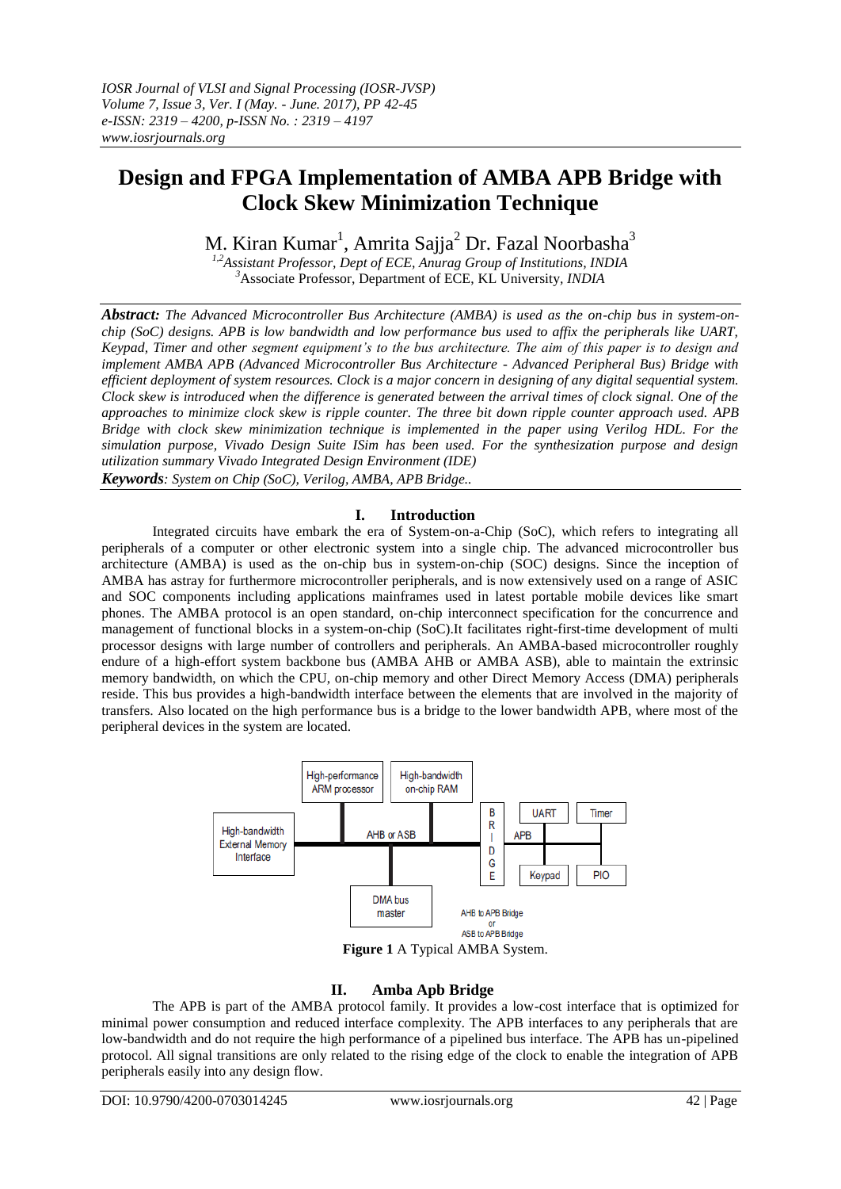# Design and FPGA Implementation of AMBA APB Bridge with Clock Skew Minimization Technique

M. Kiran Kumar[1], Amrita Sajja[2] Dr. Fazal Noorbasha[3]

[1,2]*Assistant Professor, Dept of ECE, Anurag Group of Institutions, INDIA*
[3]Associate Professor, Department of ECE, KL University, *INDIA*

***Abstract:*** *The Advanced Microcontroller Bus Architecture (AMBA) is used as the on-chip bus in system-on-chip (SoC) designs. APB is low bandwidth and low performance bus used to affix the peripherals like UART, Keypad, Timer and other segment equipment's to the bus architecture. The aim of this paper is to design and implement AMBA APB (Advanced Microcontroller Bus Architecture - Advanced Peripheral Bus) Bridge with efficient deployment of system resources. Clock is a major concern in designing of any digital sequential system. Clock skew is introduced when the difference is generated between the arrival times of clock signal. One of the approaches to minimize clock skew is ripple counter. The three bit down ripple counter approach used. APB Bridge with clock skew minimization technique is implemented in the paper using Verilog HDL. For the simulation purpose, Vivado Design Suite ISim has been used. For the synthesization purpose and design utilization summary Vivado Integrated Design Environment (IDE)*

***Keywords****: System on Chip (SoC), Verilog, AMBA, APB Bridge..*

## I. Introduction

Integrated circuits have embark the era of System-on-a-Chip (SoC), which refers to integrating all peripherals of a computer or other electronic system into a single chip. The advanced microcontroller bus architecture (AMBA) is used as the on-chip bus in system-on-chip (SOC) designs. Since the inception of AMBA has astray for furthermore microcontroller peripherals, and is now extensively used on a range of ASIC and SOC components including applications mainframes used in latest portable mobile devices like smart phones. The AMBA protocol is an open standard, on-chip interconnect specification for the concurrence and management of functional blocks in a system-on-chip (SoC).It facilitates right-first-time development of multi processor designs with large number of controllers and peripherals. An AMBA-based microcontroller roughly endure of a high-effort system backbone bus (AMBA AHB or AMBA ASB), able to maintain the extrinsic memory bandwidth, on which the CPU, on-chip memory and other Direct Memory Access (DMA) peripherals reside. This bus provides a high-bandwidth interface between the elements that are involved in the majority of transfers. Also located on the high performance bus is a bridge to the lower bandwidth APB, where most of the peripheral devices in the system are located.

**Figure 1** A Typical AMBA System.

## II. Amba Apb Bridge

The APB is part of the AMBA protocol family. It provides a low-cost interface that is optimized for minimal power consumption and reduced interface complexity. The APB interfaces to any peripherals that are low-bandwidth and do not require the high performance of a pipelined bus interface. The APB has un-pipelined protocol. All signal transitions are only related to the rising edge of the clock to enable the integration of APB peripherals easily into any design flow.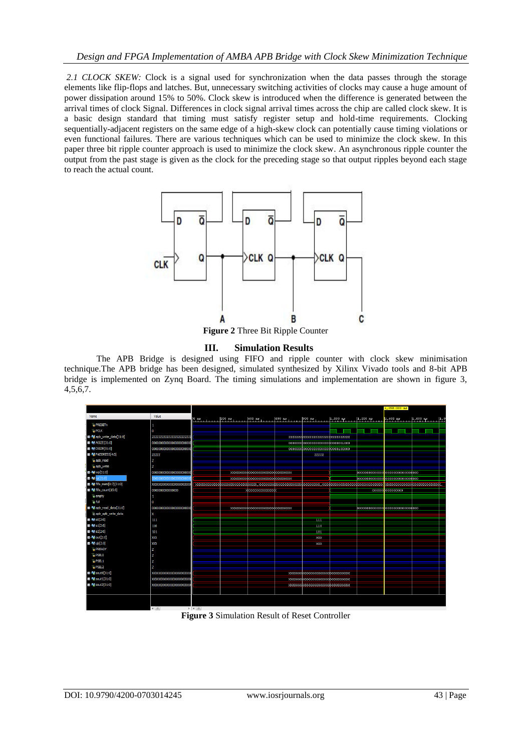*2.1 CLOCK SKEW:* Clock is a signal used for synchronization when the data passes through the storage elements like flip-flops and latches. But, unnecessary switching activities of clocks may cause a huge amount of power dissipation around 15% to 50%. Clock skew is introduced when the difference is generated between the arrival times of clock Signal. Differences in clock signal arrival times across the chip are called clock skew. It is a basic design standard that timing must satisfy register setup and hold-time requirements. Clocking sequentially-adjacent registers on the same edge of a high-skew clock can potentially cause timing violations or even functional failures. There are various techniques which can be used to minimize the clock skew. In this paper three bit ripple counter approach is used to minimize the clock skew. An asynchronous ripple counter the output from the past stage is given as the clock for the preceding stage so that output ripples beyond each stage to reach the actual count.

**Figure 2** Three Bit Ripple Counter

## III. Simulation Results

The APB Bridge is designed using FIFO and ripple counter with clock skew minimisation technique.The APB bridge has been designed, simulated synthesized by Xilinx Vivado tools and 8-bit APB bridge is implemented on Zynq Board. The timing simulations and implementation are shown in figure 3, 4,5,6,7.

**Figure 3** Simulation Result of Reset Controller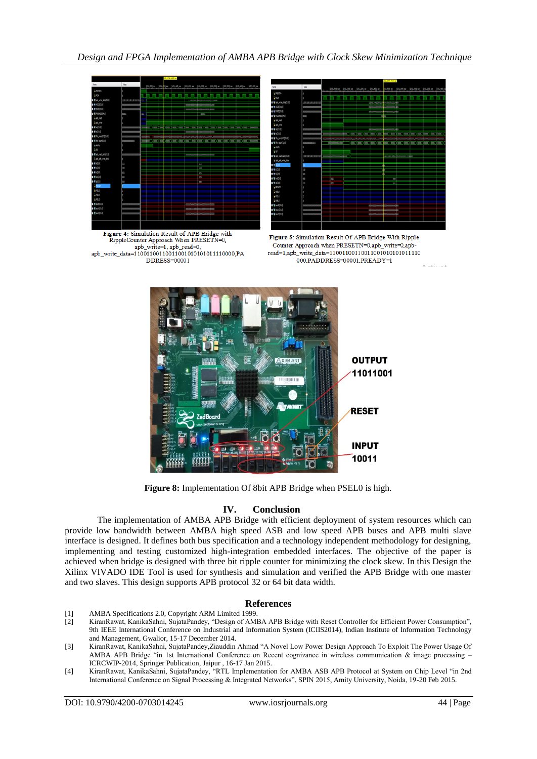Figure 4: Simulation Result of APB Bridge with RippleCounter Approach When PRESETN=0, apb_write=1, apb_read=0, apb_write_data=11001100110011001010101011110000,PADDRESS=00001

Figure 5: Simulation Result Of APB Bridge With Ripple Counter Approach when PRESETN=0,apb_write=0,apb-read=1,apb_write_data=11001100110011001010101011110000,PADDRESS=00001,PREADY=1

OUTPUT 11011001

RESET

INPUT 10011

**Figure 8:** Implementation Of 8bit APB Bridge when PSEL0 is high.

## IV. Conclusion

The implementation of AMBA APB Bridge with efficient deployment of system resources which can provide low bandwidth between AMBA high speed ASB and low speed APB buses and APB multi slave interface is designed. It defines both bus specification and a technology independent methodology for designing, implementing and testing customized high-integration embedded interfaces. The objective of the paper is achieved when bridge is designed with three bit ripple counter for minimizing the clock skew. In this Design the Xilinx VIVADO IDE Tool is used for synthesis and simulation and verified the APB Bridge with one master and two slaves. This design supports APB protocol 32 or 64 bit data width.

## References

[1] AMBA Specifications 2.0, Copyright ARM Limited 1999.

[2] KiranRawat, KanikaSahni, SujataPandey, "Design of AMBA APB Bridge with Reset Controller for Efficient Power Consumption", 9th IEEE International Conference on Industrial and Information System (ICIIS2014), Indian Institute of Information Technology and Management, Gwalior, 15-17 December 2014.

[3] KiranRawat, KanikaSahni, SujataPandey,Ziauddin Ahmad "A Novel Low Power Design Approach To Exploit The Power Usage Of AMBA APB Bridge "in 1st International Conference on Recent cognizance in wireless communication & image processing – ICRCWIP-2014, Springer Publication, Jaipur , 16-17 Jan 2015.

[4] KiranRawat, KanikaSahni, SujataPandey, "RTL Implementation for AMBA ASB APB Protocol at System on Chip Level "in 2nd International Conference on Signal Processing & Integrated Networks", SPIN 2015, Amity University, Noida, 19-20 Feb 2015.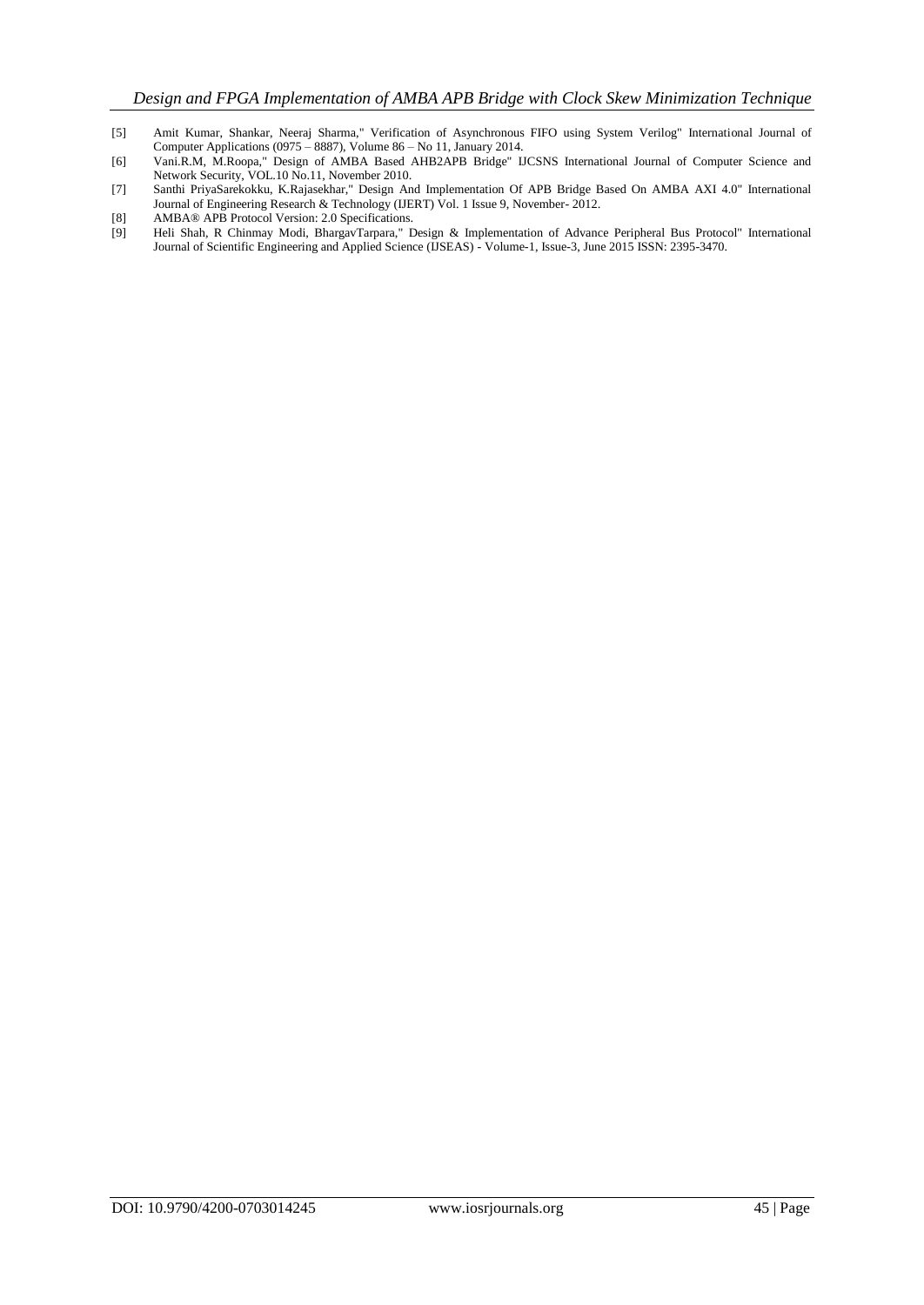[5] Amit Kumar, Shankar, Neeraj Sharma," Verification of Asynchronous FIFO using System Verilog" International Journal of Computer Applications (0975 – 8887), Volume 86 – No 11, January 2014.

[6] Vani.R.M, M.Roopa," Design of AMBA Based AHB2APB Bridge" IJCSNS International Journal of Computer Science and Network Security, VOL.10 No.11, November 2010.

[7] Santhi PriyaSarekokku, K.Rajasekhar," Design And Implementation Of APB Bridge Based On AMBA AXI 4.0" International Journal of Engineering Research & Technology (IJERT) Vol. 1 Issue 9, November- 2012.

[8] AMBA® APB Protocol Version: 2.0 Specifications.

[9] Heli Shah, R Chinmay Modi, BhargavTarpara," Design & Implementation of Advance Peripheral Bus Protocol" International Journal of Scientific Engineering and Applied Science (IJSEAS) - Volume-1, Issue-3, June 2015 ISSN: 2395-3470.